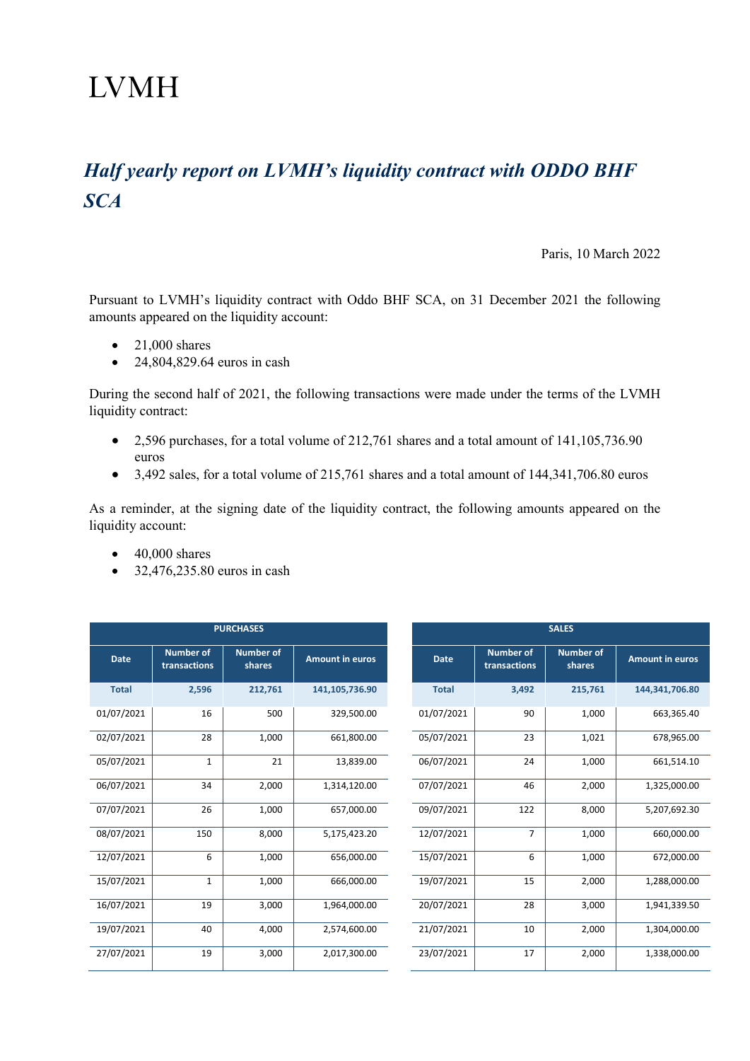# LVMH

## *Half yearly report on LVMH's liquidity contract with ODDO BHF SCA*

Paris, 10 March 2022

Pursuant to LVMH's liquidity contract with Oddo BHF SCA, on 31 December 2021 the following amounts appeared on the liquidity account:

- 21,000 shares
- 24,804,829.64 euros in cash

During the second half of 2021, the following transactions were made under the terms of the LVMH liquidity contract:

- 2,596 purchases, for a total volume of 212,761 shares and a total amount of 141,105,736.90 euros
- 3,492 sales, for a total volume of 215,761 shares and a total amount of 144,341,706.80 euros

As a reminder, at the signing date of the liquidity contract, the following amounts appeared on the liquidity account:

- 40,000 shares
- 32,476,235.80 euros in cash

| PURCHASES | | | |
|---|---|---|---|
| Date | Number of transactions | Number of shares | Amount in euros |
| **Total** | **2,596** | **212,761** | **141,105,736.90** |
| 01/07/2021 | 16 | 500 | 329,500.00 |
| 02/07/2021 | 28 | 1,000 | 661,800.00 |
| 05/07/2021 | 1 | 21 | 13,839.00 |
| 06/07/2021 | 34 | 2,000 | 1,314,120.00 |
| 07/07/2021 | 26 | 1,000 | 657,000.00 |
| 08/07/2021 | 150 | 8,000 | 5,175,423.20 |
| 12/07/2021 | 6 | 1,000 | 656,000.00 |
| 15/07/2021 | 1 | 1,000 | 666,000.00 |
| 16/07/2021 | 19 | 3,000 | 1,964,000.00 |
| 19/07/2021 | 40 | 4,000 | 2,574,600.00 |
| 27/07/2021 | 19 | 3,000 | 2,017,300.00 |

| SALES | | | |
|---|---|---|---|
| Date | Number of transactions | Number of shares | Amount in euros |
| **Total** | **3,492** | **215,761** | **144,341,706.80** |
| 01/07/2021 | 90 | 1,000 | 663,365.40 |
| 05/07/2021 | 23 | 1,021 | 678,965.00 |
| 06/07/2021 | 24 | 1,000 | 661,514.10 |
| 07/07/2021 | 46 | 2,000 | 1,325,000.00 |
| 09/07/2021 | 122 | 8,000 | 5,207,692.30 |
| 12/07/2021 | 7 | 1,000 | 660,000.00 |
| 15/07/2021 | 6 | 1,000 | 672,000.00 |
| 19/07/2021 | 15 | 2,000 | 1,288,000.00 |
| 20/07/2021 | 28 | 3,000 | 1,941,339.50 |
| 21/07/2021 | 10 | 2,000 | 1,304,000.00 |
| 23/07/2021 | 17 | 2,000 | 1,338,000.00 |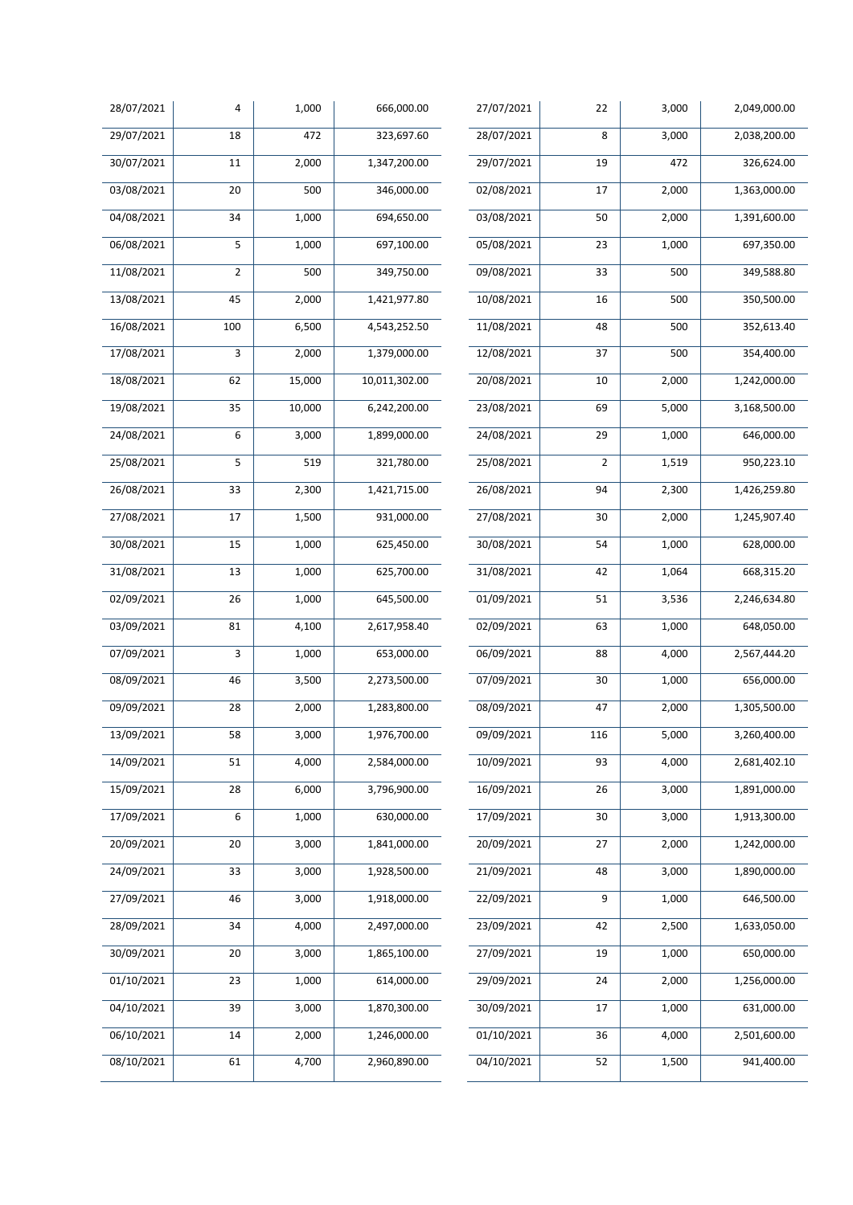| | | | |
|---|---|---|---|
| 28/07/2021 | 4 | 1,000 | 666,000.00 |
| 29/07/2021 | 18 | 472 | 323,697.60 |
| 30/07/2021 | 11 | 2,000 | 1,347,200.00 |
| 03/08/2021 | 20 | 500 | 346,000.00 |
| 04/08/2021 | 34 | 1,000 | 694,650.00 |
| 06/08/2021 | 5 | 1,000 | 697,100.00 |
| 11/08/2021 | 2 | 500 | 349,750.00 |
| 13/08/2021 | 45 | 2,000 | 1,421,977.80 |
| 16/08/2021 | 100 | 6,500 | 4,543,252.50 |
| 17/08/2021 | 3 | 2,000 | 1,379,000.00 |
| 18/08/2021 | 62 | 15,000 | 10,011,302.00 |
| 19/08/2021 | 35 | 10,000 | 6,242,200.00 |
| 24/08/2021 | 6 | 3,000 | 1,899,000.00 |
| 25/08/2021 | 5 | 519 | 321,780.00 |
| 26/08/2021 | 33 | 2,300 | 1,421,715.00 |
| 27/08/2021 | 17 | 1,500 | 931,000.00 |
| 30/08/2021 | 15 | 1,000 | 625,450.00 |
| 31/08/2021 | 13 | 1,000 | 625,700.00 |
| 02/09/2021 | 26 | 1,000 | 645,500.00 |
| 03/09/2021 | 81 | 4,100 | 2,617,958.40 |
| 07/09/2021 | 3 | 1,000 | 653,000.00 |
| 08/09/2021 | 46 | 3,500 | 2,273,500.00 |
| 09/09/2021 | 28 | 2,000 | 1,283,800.00 |
| 13/09/2021 | 58 | 3,000 | 1,976,700.00 |
| 14/09/2021 | 51 | 4,000 | 2,584,000.00 |
| 15/09/2021 | 28 | 6,000 | 3,796,900.00 |
| 17/09/2021 | 6 | 1,000 | 630,000.00 |
| 20/09/2021 | 20 | 3,000 | 1,841,000.00 |
| 24/09/2021 | 33 | 3,000 | 1,928,500.00 |
| 27/09/2021 | 46 | 3,000 | 1,918,000.00 |
| 28/09/2021 | 34 | 4,000 | 2,497,000.00 |
| 30/09/2021 | 20 | 3,000 | 1,865,100.00 |
| 01/10/2021 | 23 | 1,000 | 614,000.00 |
| 04/10/2021 | 39 | 3,000 | 1,870,300.00 |
| 06/10/2021 | 14 | 2,000 | 1,246,000.00 |
| 08/10/2021 | 61 | 4,700 | 2,960,890.00 |

| | | | |
|---|---|---|---|
| 27/07/2021 | 22 | 3,000 | 2,049,000.00 |
| 28/07/2021 | 8 | 3,000 | 2,038,200.00 |
| 29/07/2021 | 19 | 472 | 326,624.00 |
| 02/08/2021 | 17 | 2,000 | 1,363,000.00 |
| 03/08/2021 | 50 | 2,000 | 1,391,600.00 |
| 05/08/2021 | 23 | 1,000 | 697,350.00 |
| 09/08/2021 | 33 | 500 | 349,588.80 |
| 10/08/2021 | 16 | 500 | 350,500.00 |
| 11/08/2021 | 48 | 500 | 352,613.40 |
| 12/08/2021 | 37 | 500 | 354,400.00 |
| 20/08/2021 | 10 | 2,000 | 1,242,000.00 |
| 23/08/2021 | 69 | 5,000 | 3,168,500.00 |
| 24/08/2021 | 29 | 1,000 | 646,000.00 |
| 25/08/2021 | 2 | 1,519 | 950,223.10 |
| 26/08/2021 | 94 | 2,300 | 1,426,259.80 |
| 27/08/2021 | 30 | 2,000 | 1,245,907.40 |
| 30/08/2021 | 54 | 1,000 | 628,000.00 |
| 31/08/2021 | 42 | 1,064 | 668,315.20 |
| 01/09/2021 | 51 | 3,536 | 2,246,634.80 |
| 02/09/2021 | 63 | 1,000 | 648,050.00 |
| 06/09/2021 | 88 | 4,000 | 2,567,444.20 |
| 07/09/2021 | 30 | 1,000 | 656,000.00 |
| 08/09/2021 | 47 | 2,000 | 1,305,500.00 |
| 09/09/2021 | 116 | 5,000 | 3,260,400.00 |
| 10/09/2021 | 93 | 4,000 | 2,681,402.10 |
| 16/09/2021 | 26 | 3,000 | 1,891,000.00 |
| 17/09/2021 | 30 | 3,000 | 1,913,300.00 |
| 20/09/2021 | 27 | 2,000 | 1,242,000.00 |
| 21/09/2021 | 48 | 3,000 | 1,890,000.00 |
| 22/09/2021 | 9 | 1,000 | 646,500.00 |
| 23/09/2021 | 42 | 2,500 | 1,633,050.00 |
| 27/09/2021 | 19 | 1,000 | 650,000.00 |
| 29/09/2021 | 24 | 2,000 | 1,256,000.00 |
| 30/09/2021 | 17 | 1,000 | 631,000.00 |
| 01/10/2021 | 36 | 4,000 | 2,501,600.00 |
| 04/10/2021 | 52 | 1,500 | 941,400.00 |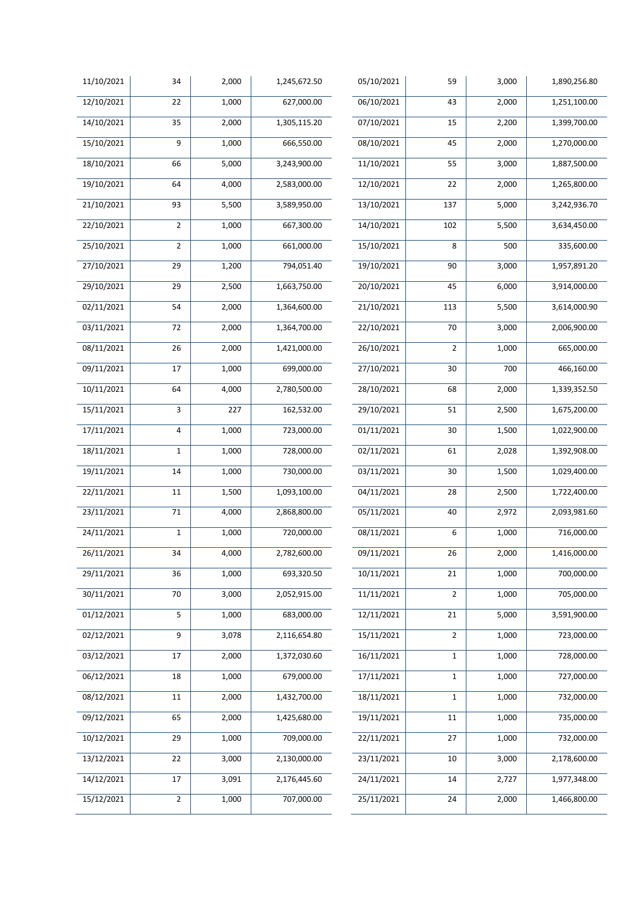| | | | |
|---|---|---|---|
| 11/10/2021 | 34 | 2,000 | 1,245,672.50 |
| 12/10/2021 | 22 | 1,000 | 627,000.00 |
| 14/10/2021 | 35 | 2,000 | 1,305,115.20 |
| 15/10/2021 | 9 | 1,000 | 666,550.00 |
| 18/10/2021 | 66 | 5,000 | 3,243,900.00 |
| 19/10/2021 | 64 | 4,000 | 2,583,000.00 |
| 21/10/2021 | 93 | 5,500 | 3,589,950.00 |
| 22/10/2021 | 2 | 1,000 | 667,300.00 |
| 25/10/2021 | 2 | 1,000 | 661,000.00 |
| 27/10/2021 | 29 | 1,200 | 794,051.40 |
| 29/10/2021 | 29 | 2,500 | 1,663,750.00 |
| 02/11/2021 | 54 | 2,000 | 1,364,600.00 |
| 03/11/2021 | 72 | 2,000 | 1,364,700.00 |
| 08/11/2021 | 26 | 2,000 | 1,421,000.00 |
| 09/11/2021 | 17 | 1,000 | 699,000.00 |
| 10/11/2021 | 64 | 4,000 | 2,780,500.00 |
| 15/11/2021 | 3 | 227 | 162,532.00 |
| 17/11/2021 | 4 | 1,000 | 723,000.00 |
| 18/11/2021 | 1 | 1,000 | 728,000.00 |
| 19/11/2021 | 14 | 1,000 | 730,000.00 |
| 22/11/2021 | 11 | 1,500 | 1,093,100.00 |
| 23/11/2021 | 71 | 4,000 | 2,868,800.00 |
| 24/11/2021 | 1 | 1,000 | 720,000.00 |
| 26/11/2021 | 34 | 4,000 | 2,782,600.00 |
| 29/11/2021 | 36 | 1,000 | 693,320.50 |
| 30/11/2021 | 70 | 3,000 | 2,052,915.00 |
| 01/12/2021 | 5 | 1,000 | 683,000.00 |
| 02/12/2021 | 9 | 3,078 | 2,116,654.80 |
| 03/12/2021 | 17 | 2,000 | 1,372,030.60 |
| 06/12/2021 | 18 | 1,000 | 679,000.00 |
| 08/12/2021 | 11 | 2,000 | 1,432,700.00 |
| 09/12/2021 | 65 | 2,000 | 1,425,680.00 |
| 10/12/2021 | 29 | 1,000 | 709,000.00 |
| 13/12/2021 | 22 | 3,000 | 2,130,000.00 |
| 14/12/2021 | 17 | 3,091 | 2,176,445.60 |
| 15/12/2021 | 2 | 1,000 | 707,000.00 |

| | | | |
|---|---|---|---|
| 05/10/2021 | 59 | 3,000 | 1,890,256.80 |
| 06/10/2021 | 43 | 2,000 | 1,251,100.00 |
| 07/10/2021 | 15 | 2,200 | 1,399,700.00 |
| 08/10/2021 | 45 | 2,000 | 1,270,000.00 |
| 11/10/2021 | 55 | 3,000 | 1,887,500.00 |
| 12/10/2021 | 22 | 2,000 | 1,265,800.00 |
| 13/10/2021 | 137 | 5,000 | 3,242,936.70 |
| 14/10/2021 | 102 | 5,500 | 3,634,450.00 |
| 15/10/2021 | 8 | 500 | 335,600.00 |
| 19/10/2021 | 90 | 3,000 | 1,957,891.20 |
| 20/10/2021 | 45 | 6,000 | 3,914,000.00 |
| 21/10/2021 | 113 | 5,500 | 3,614,000.90 |
| 22/10/2021 | 70 | 3,000 | 2,006,900.00 |
| 26/10/2021 | 2 | 1,000 | 665,000.00 |
| 27/10/2021 | 30 | 700 | 466,160.00 |
| 28/10/2021 | 68 | 2,000 | 1,339,352.50 |
| 29/10/2021 | 51 | 2,500 | 1,675,200.00 |
| 01/11/2021 | 30 | 1,500 | 1,022,900.00 |
| 02/11/2021 | 61 | 2,028 | 1,392,908.00 |
| 03/11/2021 | 30 | 1,500 | 1,029,400.00 |
| 04/11/2021 | 28 | 2,500 | 1,722,400.00 |
| 05/11/2021 | 40 | 2,972 | 2,093,981.60 |
| 08/11/2021 | 6 | 1,000 | 716,000.00 |
| 09/11/2021 | 26 | 2,000 | 1,416,000.00 |
| 10/11/2021 | 21 | 1,000 | 700,000.00 |
| 11/11/2021 | 2 | 1,000 | 705,000.00 |
| 12/11/2021 | 21 | 5,000 | 3,591,900.00 |
| 15/11/2021 | 2 | 1,000 | 723,000.00 |
| 16/11/2021 | 1 | 1,000 | 728,000.00 |
| 17/11/2021 | 1 | 1,000 | 727,000.00 |
| 18/11/2021 | 1 | 1,000 | 732,000.00 |
| 19/11/2021 | 11 | 1,000 | 735,000.00 |
| 22/11/2021 | 27 | 1,000 | 732,000.00 |
| 23/11/2021 | 10 | 3,000 | 2,178,600.00 |
| 24/11/2021 | 14 | 2,727 | 1,977,348.00 |
| 25/11/2021 | 24 | 2,000 | 1,466,800.00 |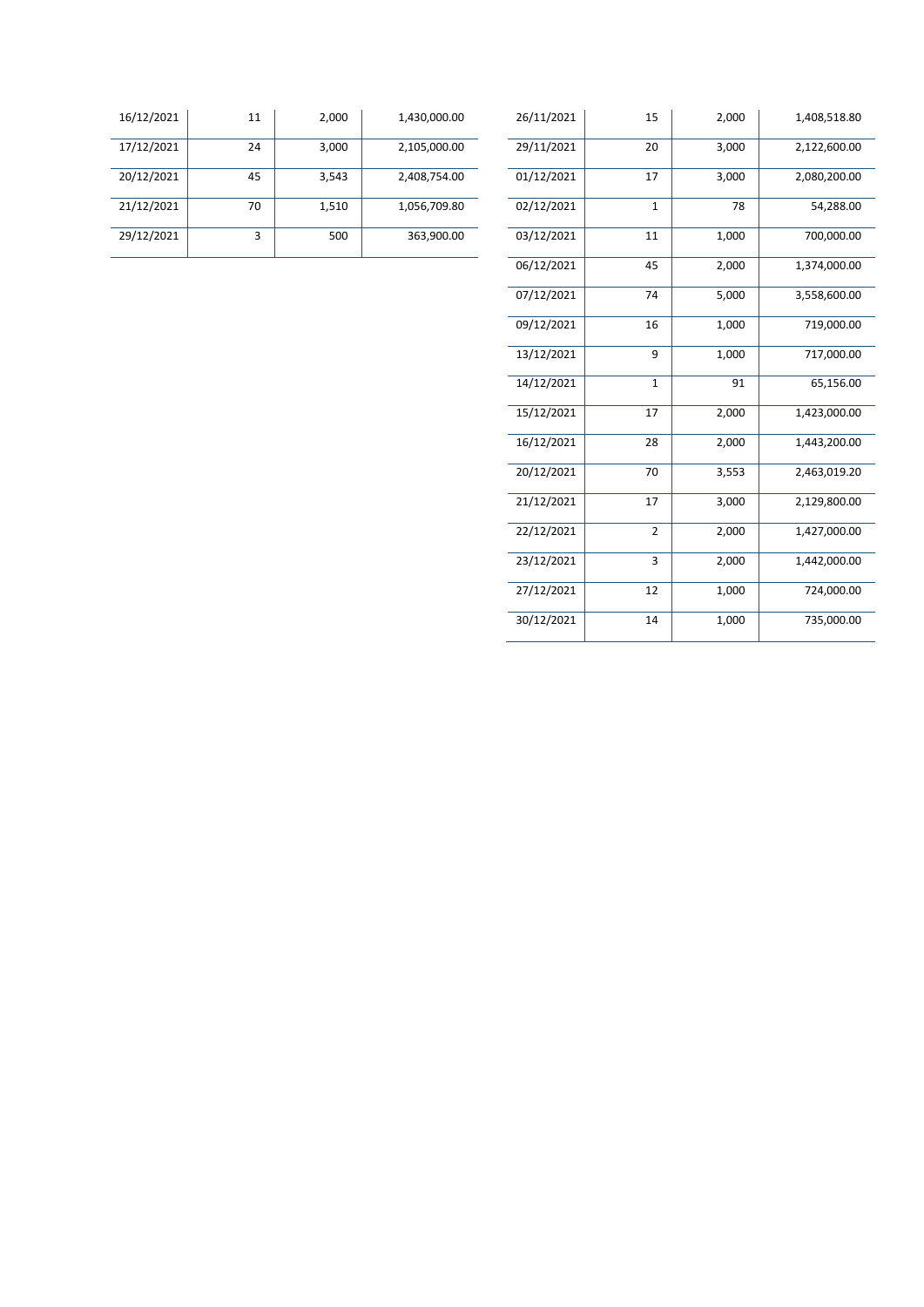| | | | |
|---|---|---|---|
| 16/12/2021 | 11 | 2,000 | 1,430,000.00 |
| 17/12/2021 | 24 | 3,000 | 2,105,000.00 |
| 20/12/2021 | 45 | 3,543 | 2,408,754.00 |
| 21/12/2021 | 70 | 1,510 | 1,056,709.80 |
| 29/12/2021 | 3 | 500 | 363,900.00 |

| | | | |
|---|---|---|---|
| 26/11/2021 | 15 | 2,000 | 1,408,518.80 |
| 29/11/2021 | 20 | 3,000 | 2,122,600.00 |
| 01/12/2021 | 17 | 3,000 | 2,080,200.00 |
| 02/12/2021 | 1 | 78 | 54,288.00 |
| 03/12/2021 | 11 | 1,000 | 700,000.00 |
| 06/12/2021 | 45 | 2,000 | 1,374,000.00 |
| 07/12/2021 | 74 | 5,000 | 3,558,600.00 |
| 09/12/2021 | 16 | 1,000 | 719,000.00 |
| 13/12/2021 | 9 | 1,000 | 717,000.00 |
| 14/12/2021 | 1 | 91 | 65,156.00 |
| 15/12/2021 | 17 | 2,000 | 1,423,000.00 |
| 16/12/2021 | 28 | 2,000 | 1,443,200.00 |
| 20/12/2021 | 70 | 3,553 | 2,463,019.20 |
| 21/12/2021 | 17 | 3,000 | 2,129,800.00 |
| 22/12/2021 | 2 | 2,000 | 1,427,000.00 |
| 23/12/2021 | 3 | 2,000 | 1,442,000.00 |
| 27/12/2021 | 12 | 1,000 | 724,000.00 |
| 30/12/2021 | 14 | 1,000 | 735,000.00 |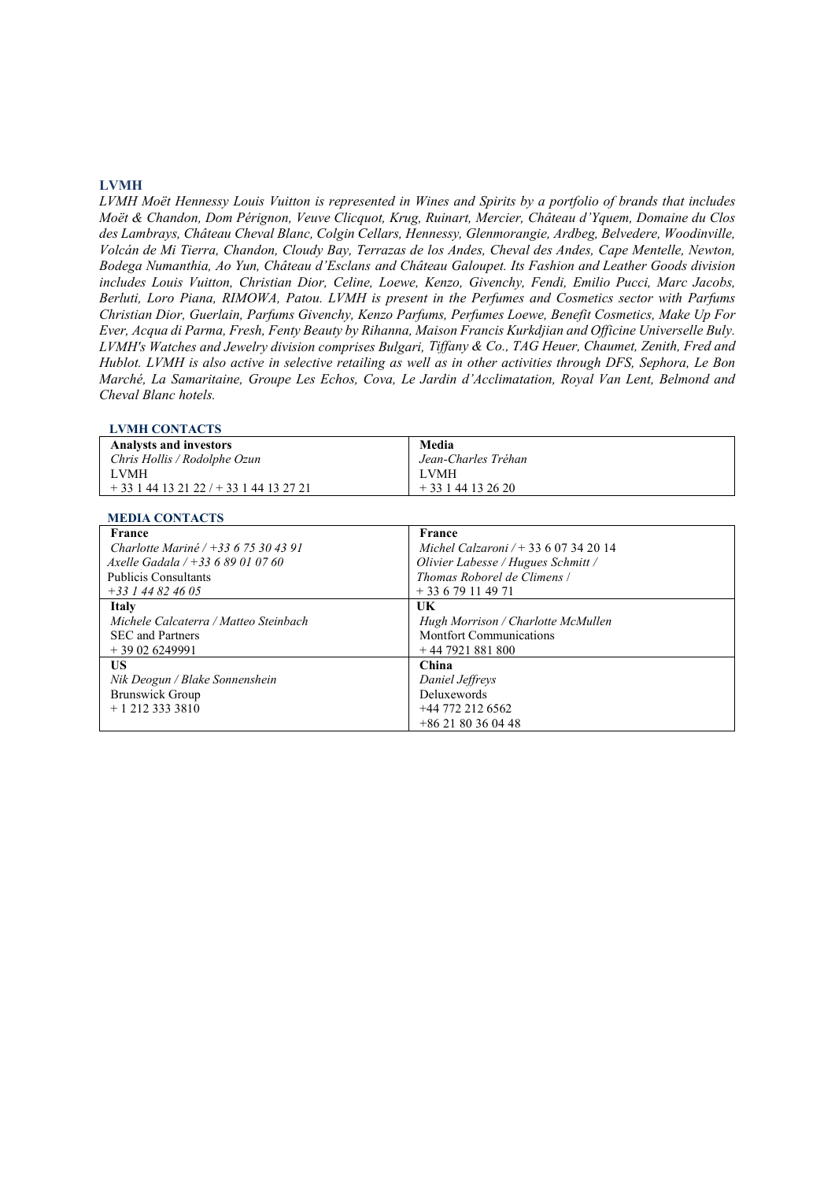### LVMH

*LVMH Moët Hennessy Louis Vuitton is represented in Wines and Spirits by a portfolio of brands that includes Moët & Chandon, Dom Pérignon, Veuve Clicquot, Krug, Ruinart, Mercier, Château d'Yquem, Domaine du Clos des Lambrays, Château Cheval Blanc, Colgin Cellars, Hennessy, Glenmorangie, Ardbeg, Belvedere, Woodinville, Volcán de Mi Tierra, Chandon, Cloudy Bay, Terrazas de los Andes, Cheval des Andes, Cape Mentelle, Newton, Bodega Numanthia, Ao Yun, Château d'Esclans and Château Galoupet. Its Fashion and Leather Goods division includes Louis Vuitton, Christian Dior, Celine, Loewe, Kenzo, Givenchy, Fendi, Emilio Pucci, Marc Jacobs, Berluti, Loro Piana, RIMOWA, Patou. LVMH is present in the Perfumes and Cosmetics sector with Parfums Christian Dior, Guerlain, Parfums Givenchy, Kenzo Parfums, Perfumes Loewe, Benefit Cosmetics, Make Up For Ever, Acqua di Parma, Fresh, Fenty Beauty by Rihanna, Maison Francis Kurkdjian and Officine Universelle Buly. LVMH's Watches and Jewelry division comprises Bulgari, Tiffany & Co., TAG Heuer, Chaumet, Zenith, Fred and Hublot. LVMH is also active in selective retailing as well as in other activities through DFS, Sephora, Le Bon Marché, La Samaritaine, Groupe Les Echos, Cova, Le Jardin d'Acclimatation, Royal Van Lent, Belmond and Cheval Blanc hotels.*

**LVMH CONTACTS**

| Analysts and investors | Media |
|---|---|
| *Chris Hollis / Rodolphe Ozun*<br>LVMH<br>+ 33 1 44 13 21 22 / + 33 1 44 13 27 21 | *Jean-Charles Tréhan*<br>LVMH<br>+ 33 1 44 13 26 20 |

**MEDIA CONTACTS**

| | |
|---|---|
| **France**<br>*Charlotte Mariné / +33 6 75 30 43 91*<br>*Axelle Gadala / +33 6 89 01 07 60*<br>Publicis Consultants<br>*+33 1 44 82 46 05* | **France**<br>*Michel Calzaroni / + 33 6 07 34 20 14*<br>*Olivier Labesse / Hugues Schmitt /*<br>*Thomas Roborel de Climens /*<br>+ 33 6 79 11 49 71 |
| **Italy**<br>*Michele Calcaterra / Matteo Steinbach*<br>SEC and Partners<br>+ 39 02 6249991 | **UK**<br>*Hugh Morrison / Charlotte McMullen*<br>Montfort Communications<br>+ 44 7921 881 800 |
| **US**<br>*Nik Deogun / Blake Sonnenshein*<br>Brunswick Group<br>+ 1 212 333 3810 | **China**<br>*Daniel Jeffreys*<br>Deluxewords<br>+44 772 212 6562<br>+86 21 80 36 04 48 |